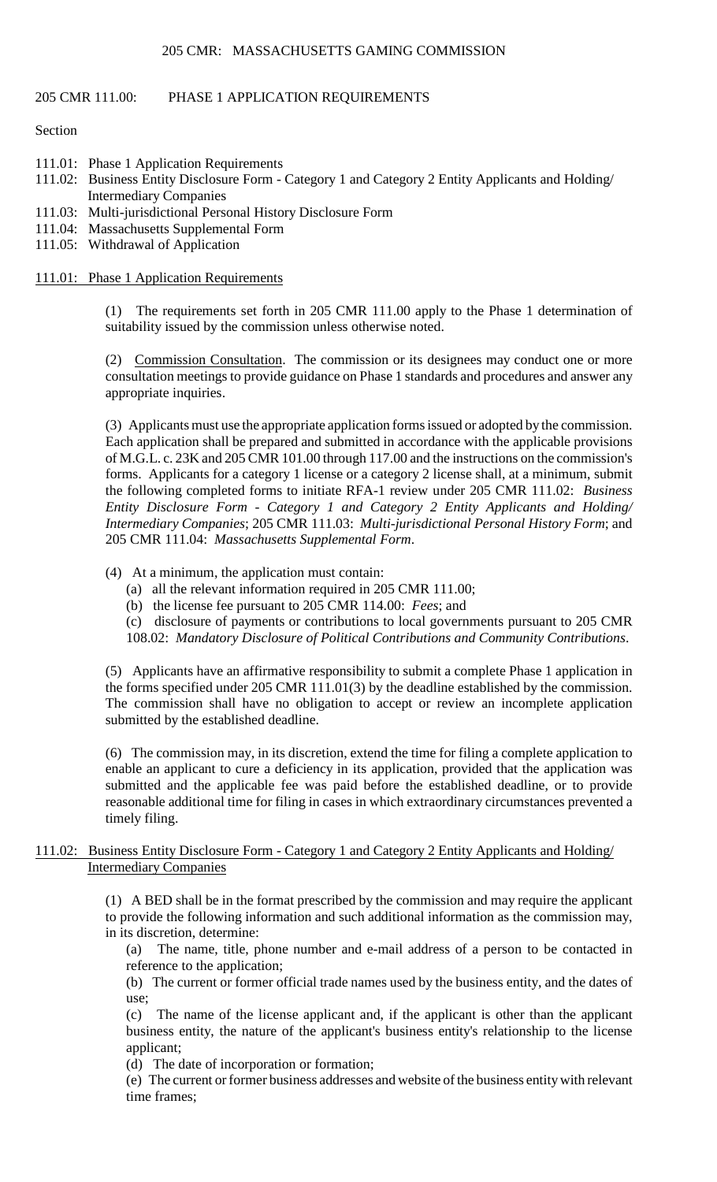# 205 CMR: MASSACHUSETTS GAMING COMMISSION

## 205 CMR 111.00: PHASE 1 APPLICATION REQUIREMENTS

Section

- 111.01: Phase 1 Application Requirements
- 111.02: Business Entity Disclosure Form - Category 1 and Category 2 Entity Applicants and Holding/ Intermediary Companies
- 111.03: Multi-jurisdictional Personal History Disclosure Form
- 111.04: Massachusetts Supplemental Form
- 111.05: Withdrawal of Application

### 111.01: Phase 1 Application Requirements

(1) The requirements set forth in 205 CMR 111.00 apply to the Phase 1 determination of suitability issued by the commission unless otherwise noted.

(2) Commission Consultation. The commission or its designees may conduct one or more consultation meetings to provide guidance on Phase 1 standards and procedures and answer any appropriate inquiries.

(3) Applicants must use the appropriate application forms issued or adopted by the commission. Each application shall be prepared and submitted in accordance with the applicable provisions of M.G.L. c. 23K and 205 CMR 101.00 through 117.00 and the instructions on the commission's forms. Applicants for a category 1 license or a category 2 license shall, at a minimum, submit the following completed forms to initiate RFA-1 review under 205 CMR 111.02: *Business Entity Disclosure Form - Category 1 and Category 2 Entity Applicants and Holding/ Intermediary Companies*; 205 CMR 111.03: *Multi-jurisdictional Personal History Form*; and 205 CMR 111.04: *Massachusetts Supplemental Form*.

(4) At a minimum, the application must contain:

(a) all the relevant information required in 205 CMR 111.00;

(b) the license fee pursuant to 205 CMR 114.00: *Fees*; and

(c) disclosure of payments or contributions to local governments pursuant to 205 CMR 108.02: *Mandatory Disclosure of Political Contributions and Community Contributions*.

(5) Applicants have an affirmative responsibility to submit a complete Phase 1 application in the forms specified under 205 CMR 111.01(3) by the deadline established by the commission. The commission shall have no obligation to accept or review an incomplete application submitted by the established deadline.

(6) The commission may, in its discretion, extend the time for filing a complete application to enable an applicant to cure a deficiency in its application, provided that the application was submitted and the applicable fee was paid before the established deadline, or to provide reasonable additional time for filing in cases in which extraordinary circumstances prevented a timely filing.

### 111.02: Business Entity Disclosure Form - Category 1 and Category 2 Entity Applicants and Holding/ Intermediary Companies

(1) A BED shall be in the format prescribed by the commission and may require the applicant to provide the following information and such additional information as the commission may, in its discretion, determine:

(a) The name, title, phone number and e-mail address of a person to be contacted in reference to the application;

(b) The current or former official trade names used by the business entity, and the dates of use;

(c) The name of the license applicant and, if the applicant is other than the applicant business entity, the nature of the applicant's business entity's relationship to the license applicant;

(d) The date of incorporation or formation;

(e) The current or former business addresses and website of the business entity with relevant time frames;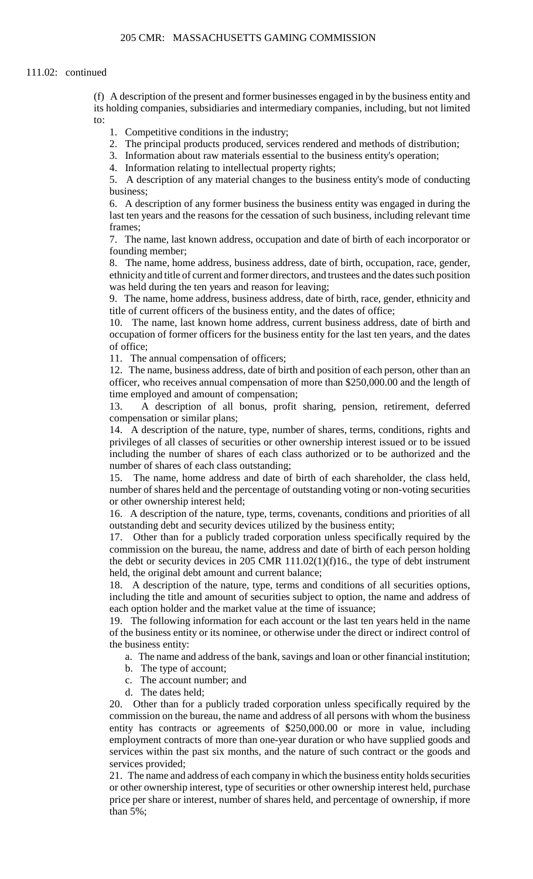111.02: continued

(f) A description of the present and former businesses engaged in by the business entity and its holding companies, subsidiaries and intermediary companies, including, but not limited to:

1. Competitive conditions in the industry;
2. The principal products produced, services rendered and methods of distribution;
3. Information about raw materials essential to the business entity's operation;
4. Information relating to intellectual property rights;
5. A description of any material changes to the business entity's mode of conducting business;
6. A description of any former business the business entity was engaged in during the last ten years and the reasons for the cessation of such business, including relevant time frames;
7. The name, last known address, occupation and date of birth of each incorporator or founding member;
8. The name, home address, business address, date of birth, occupation, race, gender, ethnicity and title of current and former directors, and trustees and the dates such position was held during the ten years and reason for leaving;
9. The name, home address, business address, date of birth, race, gender, ethnicity and title of current officers of the business entity, and the dates of office;
10. The name, last known home address, current business address, date of birth and occupation of former officers for the business entity for the last ten years, and the dates of office;
11. The annual compensation of officers;
12. The name, business address, date of birth and position of each person, other than an officer, who receives annual compensation of more than $250,000.00 and the length of time employed and amount of compensation;
13. A description of all bonus, profit sharing, pension, retirement, deferred compensation or similar plans;
14. A description of the nature, type, number of shares, terms, conditions, rights and privileges of all classes of securities or other ownership interest issued or to be issued including the number of shares of each class authorized or to be authorized and the number of shares of each class outstanding;
15. The name, home address and date of birth of each shareholder, the class held, number of shares held and the percentage of outstanding voting or non-voting securities or other ownership interest held;
16. A description of the nature, type, terms, covenants, conditions and priorities of all outstanding debt and security devices utilized by the business entity;
17. Other than for a publicly traded corporation unless specifically required by the commission on the bureau, the name, address and date of birth of each person holding the debt or security devices in 205 CMR 111.02(1)(f)16., the type of debt instrument held, the original debt amount and current balance;
18. A description of the nature, type, terms and conditions of all securities options, including the title and amount of securities subject to option, the name and address of each option holder and the market value at the time of issuance;
19. The following information for each account or the last ten years held in the name of the business entity or its nominee, or otherwise under the direct or indirect control of the business entity:
    a. The name and address of the bank, savings and loan or other financial institution;
    b. The type of account;
    c. The account number; and
    d. The dates held;
20. Other than for a publicly traded corporation unless specifically required by the commission on the bureau, the name and address of all persons with whom the business entity has contracts or agreements of $250,000.00 or more in value, including employment contracts of more than one-year duration or who have supplied goods and services within the past six months, and the nature of such contract or the goods and services provided;
21. The name and address of each company in which the business entity holds securities or other ownership interest, type of securities or other ownership interest held, purchase price per share or interest, number of shares held, and percentage of ownership, if more than 5%;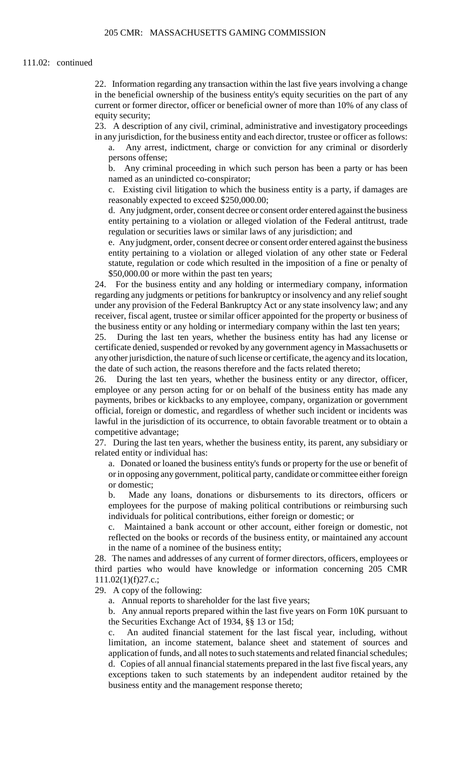111.02: continued

22. Information regarding any transaction within the last five years involving a change in the beneficial ownership of the business entity's equity securities on the part of any current or former director, officer or beneficial owner of more than 10% of any class of equity security;

23. A description of any civil, criminal, administrative and investigatory proceedings in any jurisdiction, for the business entity and each director, trustee or officer as follows:

   a. Any arrest, indictment, charge or conviction for any criminal or disorderly persons offense;

   b. Any criminal proceeding in which such person has been a party or has been named as an unindicted co-conspirator;

   c. Existing civil litigation to which the business entity is a party, if damages are reasonably expected to exceed $250,000.00;

   d. Any judgment, order, consent decree or consent order entered against the business entity pertaining to a violation or alleged violation of the Federal antitrust, trade regulation or securities laws or similar laws of any jurisdiction; and

   e. Any judgment, order, consent decree or consent order entered against the business entity pertaining to a violation or alleged violation of any other state or Federal statute, regulation or code which resulted in the imposition of a fine or penalty of $50,000.00 or more within the past ten years;

24. For the business entity and any holding or intermediary company, information regarding any judgments or petitions for bankruptcy or insolvency and any relief sought under any provision of the Federal Bankruptcy Act or any state insolvency law; and any receiver, fiscal agent, trustee or similar officer appointed for the property or business of the business entity or any holding or intermediary company within the last ten years;

25. During the last ten years, whether the business entity has had any license or certificate denied, suspended or revoked by any government agency in Massachusetts or any other jurisdiction, the nature of such license or certificate, the agency and its location, the date of such action, the reasons therefore and the facts related thereto;

26. During the last ten years, whether the business entity or any director, officer, employee or any person acting for or on behalf of the business entity has made any payments, bribes or kickbacks to any employee, company, organization or government official, foreign or domestic, and regardless of whether such incident or incidents was lawful in the jurisdiction of its occurrence, to obtain favorable treatment or to obtain a competitive advantage;

27. During the last ten years, whether the business entity, its parent, any subsidiary or related entity or individual has:

   a. Donated or loaned the business entity's funds or property for the use or benefit of or in opposing any government, political party, candidate or committee either foreign or domestic;

   b. Made any loans, donations or disbursements to its directors, officers or employees for the purpose of making political contributions or reimbursing such individuals for political contributions, either foreign or domestic; or

   c. Maintained a bank account or other account, either foreign or domestic, not reflected on the books or records of the business entity, or maintained any account in the name of a nominee of the business entity;

28. The names and addresses of any current of former directors, officers, employees or third parties who would have knowledge or information concerning 205 CMR 111.02(1)(f)27.c.;

29. A copy of the following:

   a. Annual reports to shareholder for the last five years;

   b. Any annual reports prepared within the last five years on Form 10K pursuant to the Securities Exchange Act of 1934, §§ 13 or 15d;

   c. An audited financial statement for the last fiscal year, including, without limitation, an income statement, balance sheet and statement of sources and application of funds, and all notes to such statements and related financial schedules;

   d. Copies of all annual financial statements prepared in the last five fiscal years, any exceptions taken to such statements by an independent auditor retained by the business entity and the management response thereto;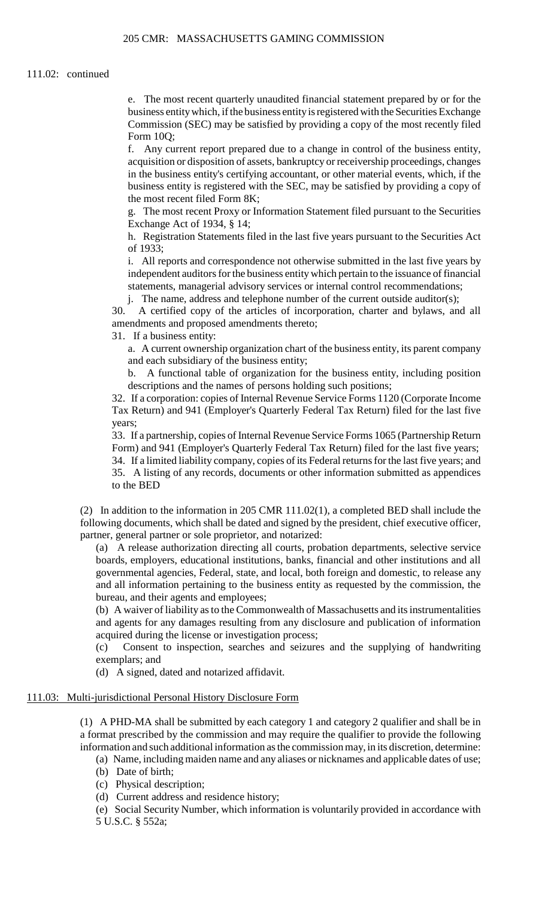111.02: continued

e. The most recent quarterly unaudited financial statement prepared by or for the business entity which, if the business entity is registered with the Securities Exchange Commission (SEC) may be satisfied by providing a copy of the most recently filed Form 10Q;

f. Any current report prepared due to a change in control of the business entity, acquisition or disposition of assets, bankruptcy or receivership proceedings, changes in the business entity's certifying accountant, or other material events, which, if the business entity is registered with the SEC, may be satisfied by providing a copy of the most recent filed Form 8K;

g. The most recent Proxy or Information Statement filed pursuant to the Securities Exchange Act of 1934, § 14;

h. Registration Statements filed in the last five years pursuant to the Securities Act of 1933;

i. All reports and correspondence not otherwise submitted in the last five years by independent auditors for the business entity which pertain to the issuance of financial statements, managerial advisory services or internal control recommendations;

j. The name, address and telephone number of the current outside auditor(s);

30. A certified copy of the articles of incorporation, charter and bylaws, and all amendments and proposed amendments thereto;

31. If a business entity:

a. A current ownership organization chart of the business entity, its parent company and each subsidiary of the business entity;

b. A functional table of organization for the business entity, including position descriptions and the names of persons holding such positions;

32. If a corporation: copies of Internal Revenue Service Forms 1120 (Corporate Income Tax Return) and 941 (Employer's Quarterly Federal Tax Return) filed for the last five years;

33. If a partnership, copies of Internal Revenue Service Forms 1065 (Partnership Return Form) and 941 (Employer's Quarterly Federal Tax Return) filed for the last five years;

34. If a limited liability company, copies of its Federal returns for the last five years; and

35. A listing of any records, documents or other information submitted as appendices to the BED

(2) In addition to the information in 205 CMR 111.02(1), a completed BED shall include the following documents, which shall be dated and signed by the president, chief executive officer, partner, general partner or sole proprietor, and notarized:

(a) A release authorization directing all courts, probation departments, selective service boards, employers, educational institutions, banks, financial and other institutions and all governmental agencies, Federal, state, and local, both foreign and domestic, to release any and all information pertaining to the business entity as requested by the commission, the bureau, and their agents and employees;

(b) A waiver of liability as to the Commonwealth of Massachusetts and its instrumentalities and agents for any damages resulting from any disclosure and publication of information acquired during the license or investigation process;

(c) Consent to inspection, searches and seizures and the supplying of handwriting exemplars; and

(d) A signed, dated and notarized affidavit.

## 111.03: Multi-jurisdictional Personal History Disclosure Form

(1) A PHD-MA shall be submitted by each category 1 and category 2 qualifier and shall be in a format prescribed by the commission and may require the qualifier to provide the following information and such additional information as the commission may, in its discretion, determine:

(a) Name, including maiden name and any aliases or nicknames and applicable dates of use;

(b) Date of birth;

(c) Physical description;

(d) Current address and residence history;

(e) Social Security Number, which information is voluntarily provided in accordance with 5 U.S.C. § 552a;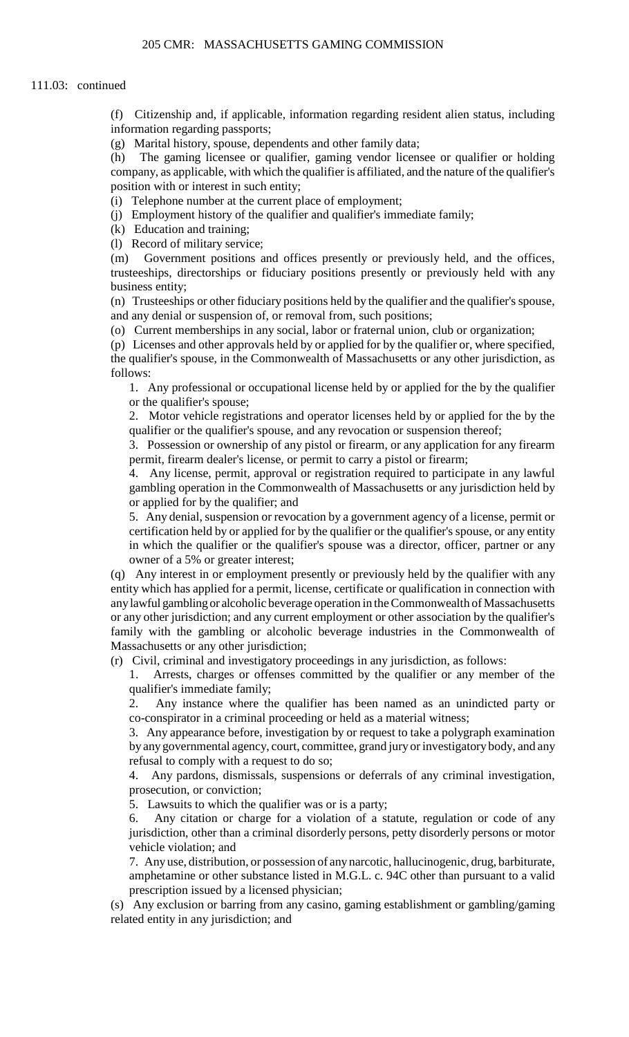111.03: continued

(f) Citizenship and, if applicable, information regarding resident alien status, including information regarding passports;

(g) Marital history, spouse, dependents and other family data;

(h) The gaming licensee or qualifier, gaming vendor licensee or qualifier or holding company, as applicable, with which the qualifier is affiliated, and the nature of the qualifier's position with or interest in such entity;

(i) Telephone number at the current place of employment;

(j) Employment history of the qualifier and qualifier's immediate family;

(k) Education and training;

(l) Record of military service;

(m) Government positions and offices presently or previously held, and the offices, trusteeships, directorships or fiduciary positions presently or previously held with any business entity;

(n) Trusteeships or other fiduciary positions held by the qualifier and the qualifier's spouse, and any denial or suspension of, or removal from, such positions;

(o) Current memberships in any social, labor or fraternal union, club or organization;

(p) Licenses and other approvals held by or applied for by the qualifier or, where specified, the qualifier's spouse, in the Commonwealth of Massachusetts or any other jurisdiction, as follows:

1. Any professional or occupational license held by or applied for the by the qualifier or the qualifier's spouse;
2. Motor vehicle registrations and operator licenses held by or applied for the by the qualifier or the qualifier's spouse, and any revocation or suspension thereof;
3. Possession or ownership of any pistol or firearm, or any application for any firearm permit, firearm dealer's license, or permit to carry a pistol or firearm;
4. Any license, permit, approval or registration required to participate in any lawful gambling operation in the Commonwealth of Massachusetts or any jurisdiction held by or applied for by the qualifier; and
5. Any denial, suspension or revocation by a government agency of a license, permit or certification held by or applied for by the qualifier or the qualifier's spouse, or any entity in which the qualifier or the qualifier's spouse was a director, officer, partner or any owner of a 5% or greater interest;

(q) Any interest in or employment presently or previously held by the qualifier with any entity which has applied for a permit, license, certificate or qualification in connection with any lawful gambling or alcoholic beverage operation in the Commonwealth of Massachusetts or any other jurisdiction; and any current employment or other association by the qualifier's family with the gambling or alcoholic beverage industries in the Commonwealth of Massachusetts or any other jurisdiction;

(r) Civil, criminal and investigatory proceedings in any jurisdiction, as follows:

1. Arrests, charges or offenses committed by the qualifier or any member of the qualifier's immediate family;
2. Any instance where the qualifier has been named as an unindicted party or co-conspirator in a criminal proceeding or held as a material witness;
3. Any appearance before, investigation by or request to take a polygraph examination by any governmental agency, court, committee, grand jury or investigatory body, and any refusal to comply with a request to do so;
4. Any pardons, dismissals, suspensions or deferrals of any criminal investigation, prosecution, or conviction;
5. Lawsuits to which the qualifier was or is a party;
6. Any citation or charge for a violation of a statute, regulation or code of any jurisdiction, other than a criminal disorderly persons, petty disorderly persons or motor vehicle violation; and
7. Any use, distribution, or possession of any narcotic, hallucinogenic, drug, barbiturate, amphetamine or other substance listed in M.G.L. c. 94C other than pursuant to a valid prescription issued by a licensed physician;

(s) Any exclusion or barring from any casino, gaming establishment or gambling/gaming related entity in any jurisdiction; and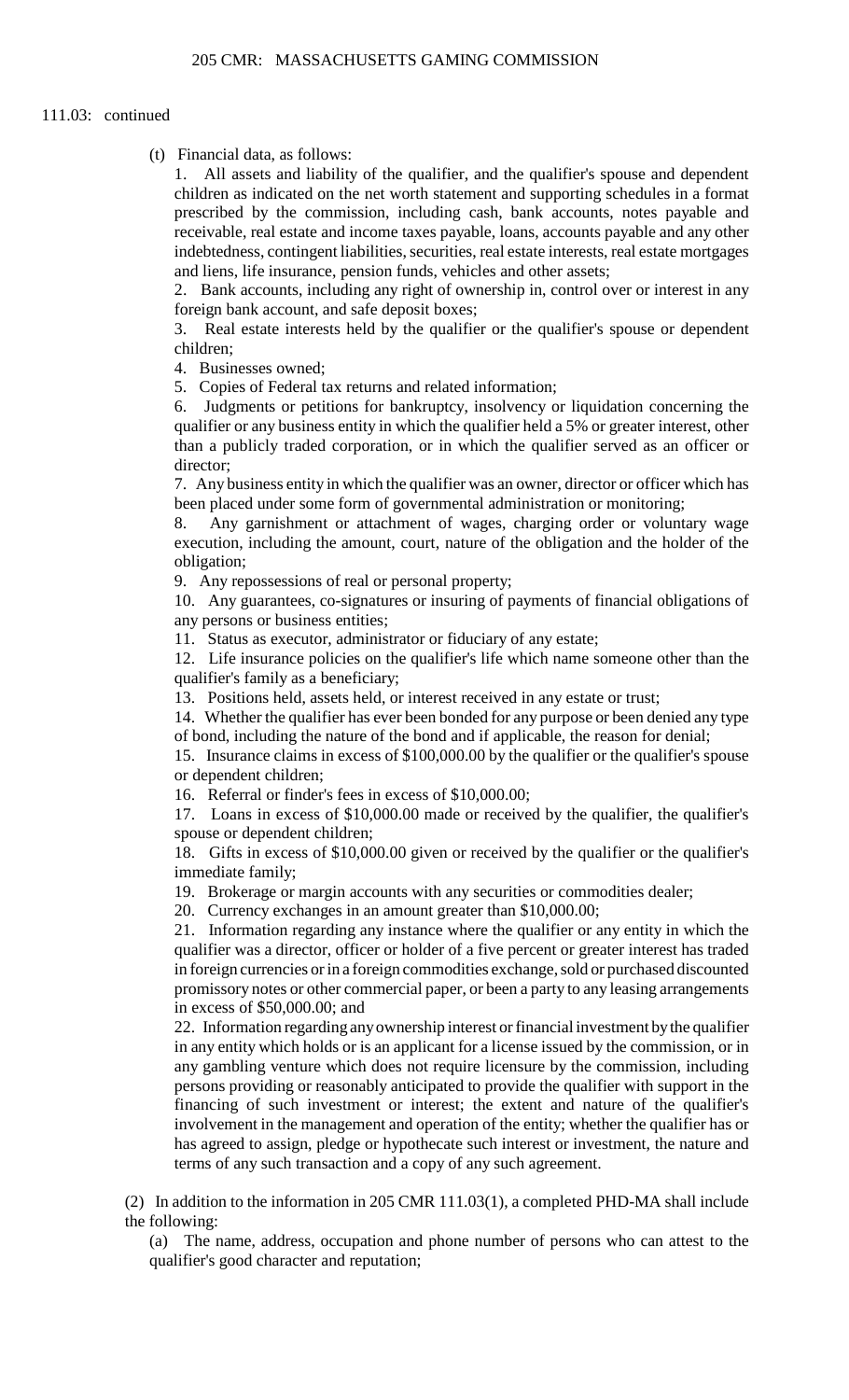111.03: continued

(t) Financial data, as follows:

1. All assets and liability of the qualifier, and the qualifier's spouse and dependent children as indicated on the net worth statement and supporting schedules in a format prescribed by the commission, including cash, bank accounts, notes payable and receivable, real estate and income taxes payable, loans, accounts payable and any other indebtedness, contingent liabilities, securities, real estate interests, real estate mortgages and liens, life insurance, pension funds, vehicles and other assets;

2. Bank accounts, including any right of ownership in, control over or interest in any foreign bank account, and safe deposit boxes;

3. Real estate interests held by the qualifier or the qualifier's spouse or dependent children;

4. Businesses owned;

5. Copies of Federal tax returns and related information;

6. Judgments or petitions for bankruptcy, insolvency or liquidation concerning the qualifier or any business entity in which the qualifier held a 5% or greater interest, other than a publicly traded corporation, or in which the qualifier served as an officer or director;

7. Any business entity in which the qualifier was an owner, director or officer which has been placed under some form of governmental administration or monitoring;

8. Any garnishment or attachment of wages, charging order or voluntary wage execution, including the amount, court, nature of the obligation and the holder of the obligation;

9. Any repossessions of real or personal property;

10. Any guarantees, co-signatures or insuring of payments of financial obligations of any persons or business entities;

11. Status as executor, administrator or fiduciary of any estate;

12. Life insurance policies on the qualifier's life which name someone other than the qualifier's family as a beneficiary;

13. Positions held, assets held, or interest received in any estate or trust;

14. Whether the qualifier has ever been bonded for any purpose or been denied any type of bond, including the nature of the bond and if applicable, the reason for denial;

15. Insurance claims in excess of $100,000.00 by the qualifier or the qualifier's spouse or dependent children;

16. Referral or finder's fees in excess of $10,000.00;

17. Loans in excess of $10,000.00 made or received by the qualifier, the qualifier's spouse or dependent children;

18. Gifts in excess of $10,000.00 given or received by the qualifier or the qualifier's immediate family;

19. Brokerage or margin accounts with any securities or commodities dealer;

20. Currency exchanges in an amount greater than $10,000.00;

21. Information regarding any instance where the qualifier or any entity in which the qualifier was a director, officer or holder of a five percent or greater interest has traded in foreign currencies or in a foreign commodities exchange, sold or purchased discounted promissory notes or other commercial paper, or been a party to any leasing arrangements in excess of $50,000.00; and

22. Information regarding any ownership interest or financial investment by the qualifier in any entity which holds or is an applicant for a license issued by the commission, or in any gambling venture which does not require licensure by the commission, including persons providing or reasonably anticipated to provide the qualifier with support in the financing of such investment or interest; the extent and nature of the qualifier's involvement in the management and operation of the entity; whether the qualifier has or has agreed to assign, pledge or hypothecate such interest or investment, the nature and terms of any such transaction and a copy of any such agreement.

(2) In addition to the information in 205 CMR 111.03(1), a completed PHD-MA shall include the following:

(a) The name, address, occupation and phone number of persons who can attest to the qualifier's good character and reputation;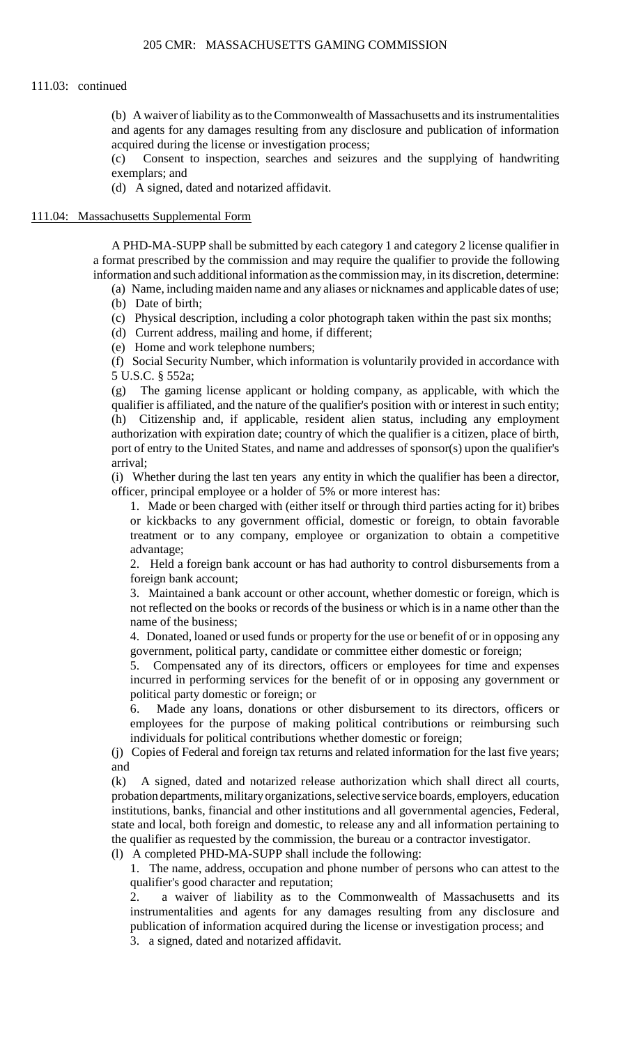111.03: continued

(b) A waiver of liability as to the Commonwealth of Massachusetts and its instrumentalities and agents for any damages resulting from any disclosure and publication of information acquired during the license or investigation process;

(c) Consent to inspection, searches and seizures and the supplying of handwriting exemplars; and

(d) A signed, dated and notarized affidavit.

## 111.04: Massachusetts Supplemental Form

A PHD-MA-SUPP shall be submitted by each category 1 and category 2 license qualifier in a format prescribed by the commission and may require the qualifier to provide the following information and such additional information as the commission may, in its discretion, determine:

(a) Name, including maiden name and any aliases or nicknames and applicable dates of use;

(b) Date of birth;

(c) Physical description, including a color photograph taken within the past six months;

(d) Current address, mailing and home, if different;

(e) Home and work telephone numbers;

(f) Social Security Number, which information is voluntarily provided in accordance with 5 U.S.C. § 552a;

(g) The gaming license applicant or holding company, as applicable, with which the qualifier is affiliated, and the nature of the qualifier's position with or interest in such entity;

(h) Citizenship and, if applicable, resident alien status, including any employment authorization with expiration date; country of which the qualifier is a citizen, place of birth, port of entry to the United States, and name and addresses of sponsor(s) upon the qualifier's arrival;

(i) Whether during the last ten years any entity in which the qualifier has been a director, officer, principal employee or a holder of 5% or more interest has:

1. Made or been charged with (either itself or through third parties acting for it) bribes or kickbacks to any government official, domestic or foreign, to obtain favorable treatment or to any company, employee or organization to obtain a competitive advantage;

2. Held a foreign bank account or has had authority to control disbursements from a foreign bank account;

3. Maintained a bank account or other account, whether domestic or foreign, which is not reflected on the books or records of the business or which is in a name other than the name of the business;

4. Donated, loaned or used funds or property for the use or benefit of or in opposing any government, political party, candidate or committee either domestic or foreign;

5. Compensated any of its directors, officers or employees for time and expenses incurred in performing services for the benefit of or in opposing any government or political party domestic or foreign; or

6. Made any loans, donations or other disbursement to its directors, officers or employees for the purpose of making political contributions or reimbursing such individuals for political contributions whether domestic or foreign;

(j) Copies of Federal and foreign tax returns and related information for the last five years; and

(k) A signed, dated and notarized release authorization which shall direct all courts, probation departments, military organizations, selective service boards, employers, education institutions, banks, financial and other institutions and all governmental agencies, Federal, state and local, both foreign and domestic, to release any and all information pertaining to the qualifier as requested by the commission, the bureau or a contractor investigator.

(l) A completed PHD-MA-SUPP shall include the following:

1. The name, address, occupation and phone number of persons who can attest to the qualifier's good character and reputation;

2. a waiver of liability as to the Commonwealth of Massachusetts and its instrumentalities and agents for any damages resulting from any disclosure and publication of information acquired during the license or investigation process; and

3. a signed, dated and notarized affidavit.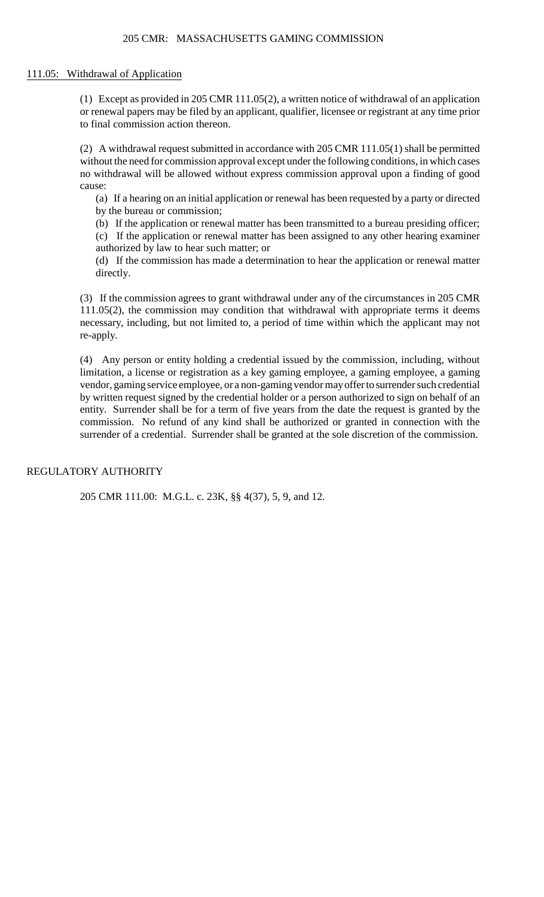### 111.05: Withdrawal of Application

(1) Except as provided in 205 CMR 111.05(2), a written notice of withdrawal of an application or renewal papers may be filed by an applicant, qualifier, licensee or registrant at any time prior to final commission action thereon.

(2) A withdrawal request submitted in accordance with 205 CMR 111.05(1) shall be permitted without the need for commission approval except under the following conditions, in which cases no withdrawal will be allowed without express commission approval upon a finding of good cause:

(a) If a hearing on an initial application or renewal has been requested by a party or directed by the bureau or commission;

(b) If the application or renewal matter has been transmitted to a bureau presiding officer;

(c) If the application or renewal matter has been assigned to any other hearing examiner authorized by law to hear such matter; or

(d) If the commission has made a determination to hear the application or renewal matter directly.

(3) If the commission agrees to grant withdrawal under any of the circumstances in 205 CMR 111.05(2), the commission may condition that withdrawal with appropriate terms it deems necessary, including, but not limited to, a period of time within which the applicant may not re-apply.

(4) Any person or entity holding a credential issued by the commission, including, without limitation, a license or registration as a key gaming employee, a gaming employee, a gaming vendor, gaming service employee, or a non-gaming vendor may offer to surrender such credential by written request signed by the credential holder or a person authorized to sign on behalf of an entity. Surrender shall be for a term of five years from the date the request is granted by the commission. No refund of any kind shall be authorized or granted in connection with the surrender of a credential. Surrender shall be granted at the sole discretion of the commission.

## REGULATORY AUTHORITY

205 CMR 111.00: M.G.L. c. 23K, §§ 4(37), 5, 9, and 12.